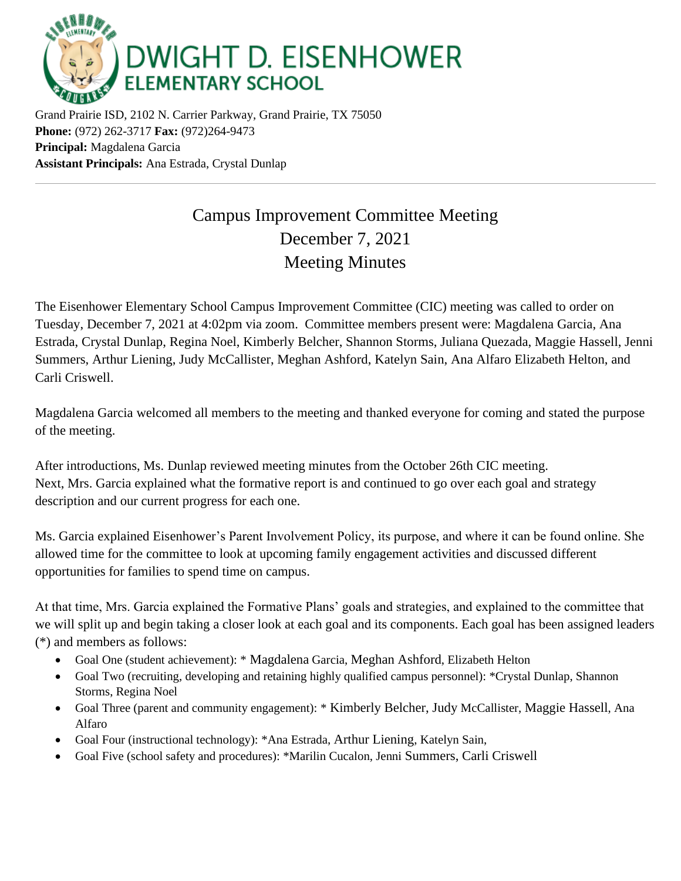# DWIGHT D. EISENHOWER ELEMENTARY SCHOOL

Grand Prairie ISD, 2102 N. Carrier Parkway, Grand Prairie, TX 75050
**Phone:** (972) 262-3717 **Fax:** (972)264-9473
**Principal:** Magdalena Garcia
**Assistant Principals:** Ana Estrada, Crystal Dunlap

---

## Campus Improvement Committee Meeting
## December 7, 2021
## Meeting Minutes

The Eisenhower Elementary School Campus Improvement Committee (CIC) meeting was called to order on Tuesday, December 7, 2021 at 4:02pm via zoom. Committee members present were: Magdalena Garcia, Ana Estrada, Crystal Dunlap, Regina Noel, Kimberly Belcher, Shannon Storms, Juliana Quezada, Maggie Hassell, Jenni Summers, Arthur Liening, Judy McCallister, Meghan Ashford, Katelyn Sain, Ana Alfaro Elizabeth Helton, and Carli Criswell.

Magdalena Garcia welcomed all members to the meeting and thanked everyone for coming and stated the purpose of the meeting.

After introductions, Ms. Dunlap reviewed meeting minutes from the October 26th CIC meeting.
Next, Mrs. Garcia explained what the formative report is and continued to go over each goal and strategy description and our current progress for each one.

Ms. Garcia explained Eisenhower's Parent Involvement Policy, its purpose, and where it can be found online. She allowed time for the committee to look at upcoming family engagement activities and discussed different opportunities for families to spend time on campus.

At that time, Mrs. Garcia explained the Formative Plans' goals and strategies, and explained to the committee that we will split up and begin taking a closer look at each goal and its components. Each goal has been assigned leaders (*) and members as follows:

- Goal One (student achievement): * Magdalena Garcia, Meghan Ashford, Elizabeth Helton
- Goal Two (recruiting, developing and retaining highly qualified campus personnel): *Crystal Dunlap, Shannon Storms, Regina Noel
- Goal Three (parent and community engagement): * Kimberly Belcher, Judy McCallister, Maggie Hassell, Ana Alfaro
- Goal Four (instructional technology): *Ana Estrada, Arthur Liening, Katelyn Sain,
- Goal Five (school safety and procedures): *Marilin Cucalon, Jenni Summers, Carli Criswell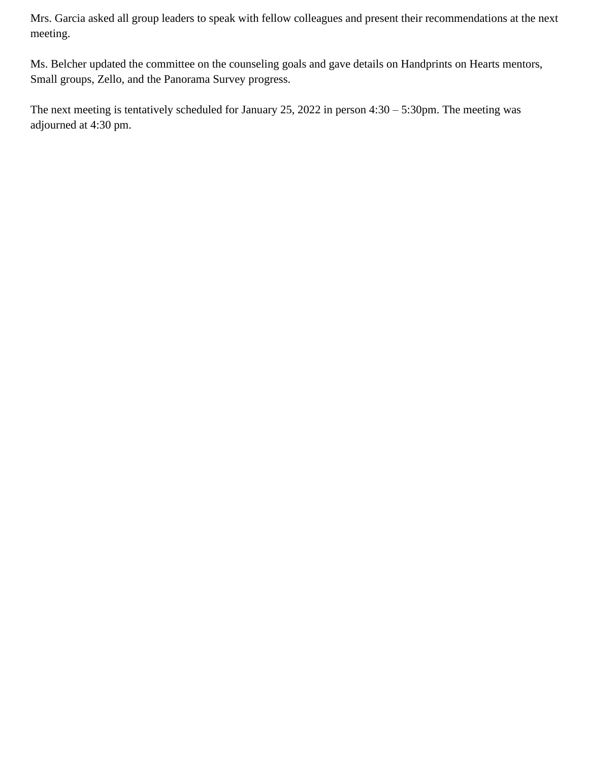Mrs. Garcia asked all group leaders to speak with fellow colleagues and present their recommendations at the next meeting.

Ms. Belcher updated the committee on the counseling goals and gave details on Handprints on Hearts mentors, Small groups, Zello, and the Panorama Survey progress.

The next meeting is tentatively scheduled for January 25, 2022 in person 4:30 – 5:30pm. The meeting was adjourned at 4:30 pm.